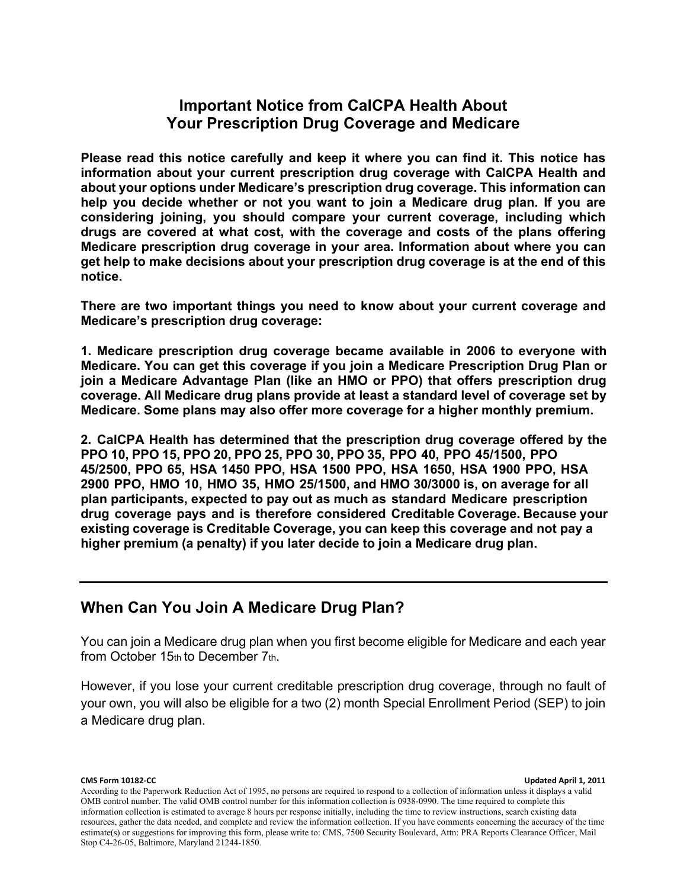# Important Notice from CalCPA Health About Your Prescription Drug Coverage and Medicare

**Please read this notice carefully and keep it where you can find it. This notice has information about your current prescription drug coverage with CalCPA Health and about your options under Medicare's prescription drug coverage. This information can help you decide whether or not you want to join a Medicare drug plan. If you are considering joining, you should compare your current coverage, including which drugs are covered at what cost, with the coverage and costs of the plans offering Medicare prescription drug coverage in your area. Information about where you can get help to make decisions about your prescription drug coverage is at the end of this notice.**

**There are two important things you need to know about your current coverage and Medicare's prescription drug coverage:**

**1. Medicare prescription drug coverage became available in 2006 to everyone with Medicare. You can get this coverage if you join a Medicare Prescription Drug Plan or join a Medicare Advantage Plan (like an HMO or PPO) that offers prescription drug coverage. All Medicare drug plans provide at least a standard level of coverage set by Medicare. Some plans may also offer more coverage for a higher monthly premium.**

**2. CalCPA Health has determined that the prescription drug coverage offered by the PPO 10, PPO 15, PPO 20, PPO 25, PPO 30, PPO 35, PPO 40, PPO 45/1500, PPO 45/2500, PPO 65, HSA 1450 PPO, HSA 1500 PPO, HSA 1650, HSA 1900 PPO, HSA 2900 PPO, HMO 10, HMO 35, HMO 25/1500, and HMO 30/3000 is, on average for all plan participants, expected to pay out as much as standard Medicare prescription drug coverage pays and is therefore considered Creditable Coverage. Because your existing coverage is Creditable Coverage, you can keep this coverage and not pay a higher premium (a penalty) if you later decide to join a Medicare drug plan.**

---

## When Can You Join A Medicare Drug Plan?

You can join a Medicare drug plan when you first become eligible for Medicare and each year from October 15th to December 7th.

However, if you lose your current creditable prescription drug coverage, through no fault of your own, you will also be eligible for a two (2) month Special Enrollment Period (SEP) to join a Medicare drug plan.

**CMS Form 10182-CC** **Updated April 1, 2011**

According to the Paperwork Reduction Act of 1995, no persons are required to respond to a collection of information unless it displays a valid OMB control number. The valid OMB control number for this information collection is 0938-0990. The time required to complete this information collection is estimated to average 8 hours per response initially, including the time to review instructions, search existing data resources, gather the data needed, and complete and review the information collection. If you have comments concerning the accuracy of the time estimate(s) or suggestions for improving this form, please write to: CMS, 7500 Security Boulevard, Attn: PRA Reports Clearance Officer, Mail Stop C4-26-05, Baltimore, Maryland 21244-1850.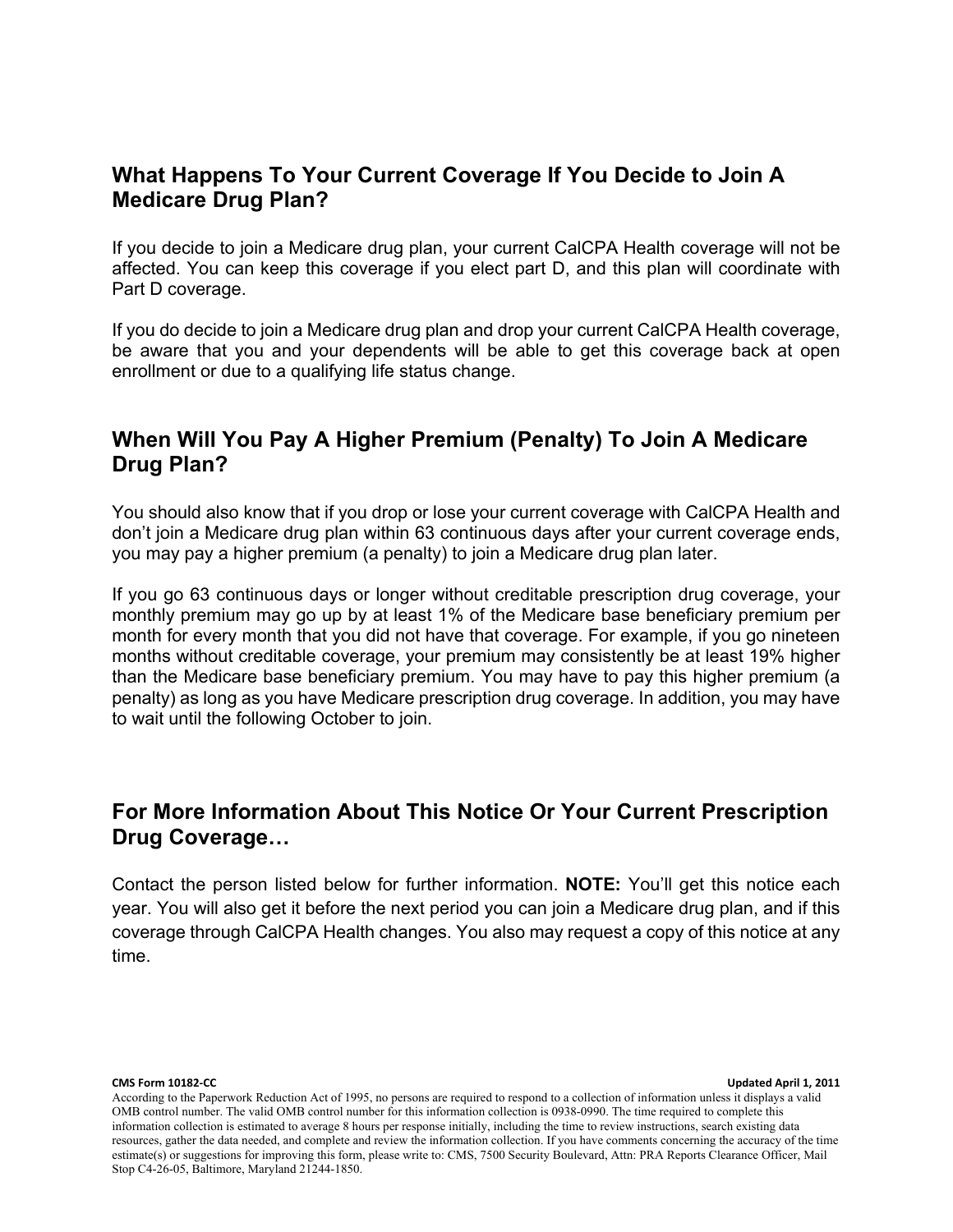## What Happens To Your Current Coverage If You Decide to Join A Medicare Drug Plan?

If you decide to join a Medicare drug plan, your current CalCPA Health coverage will not be affected. You can keep this coverage if you elect part D, and this plan will coordinate with Part D coverage.

If you do decide to join a Medicare drug plan and drop your current CalCPA Health coverage, be aware that you and your dependents will be able to get this coverage back at open enrollment or due to a qualifying life status change.

## When Will You Pay A Higher Premium (Penalty) To Join A Medicare Drug Plan?

You should also know that if you drop or lose your current coverage with CalCPA Health and don't join a Medicare drug plan within 63 continuous days after your current coverage ends, you may pay a higher premium (a penalty) to join a Medicare drug plan later.

If you go 63 continuous days or longer without creditable prescription drug coverage, your monthly premium may go up by at least 1% of the Medicare base beneficiary premium per month for every month that you did not have that coverage. For example, if you go nineteen months without creditable coverage, your premium may consistently be at least 19% higher than the Medicare base beneficiary premium. You may have to pay this higher premium (a penalty) as long as you have Medicare prescription drug coverage. In addition, you may have to wait until the following October to join.

## For More Information About This Notice Or Your Current Prescription Drug Coverage…

Contact the person listed below for further information. **NOTE:** You'll get this notice each year. You will also get it before the next period you can join a Medicare drug plan, and if this coverage through CalCPA Health changes. You also may request a copy of this notice at any time.

**CMS Form 10182-CC** **Updated April 1, 2011**

According to the Paperwork Reduction Act of 1995, no persons are required to respond to a collection of information unless it displays a valid OMB control number. The valid OMB control number for this information collection is 0938-0990. The time required to complete this information collection is estimated to average 8 hours per response initially, including the time to review instructions, search existing data resources, gather the data needed, and complete and review the information collection. If you have comments concerning the accuracy of the time estimate(s) or suggestions for improving this form, please write to: CMS, 7500 Security Boulevard, Attn: PRA Reports Clearance Officer, Mail Stop C4-26-05, Baltimore, Maryland 21244-1850.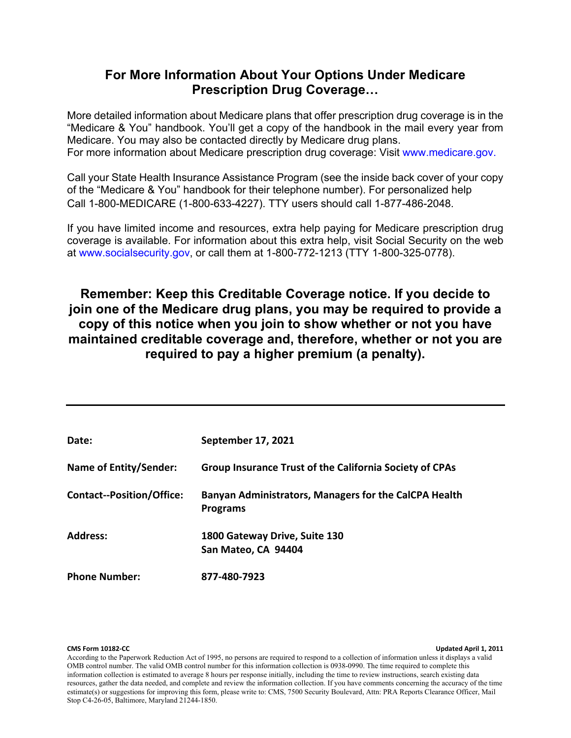## For More Information About Your Options Under Medicare Prescription Drug Coverage…

More detailed information about Medicare plans that offer prescription drug coverage is in the "Medicare & You" handbook. You'll get a copy of the handbook in the mail every year from Medicare. You may also be contacted directly by Medicare drug plans.
For more information about Medicare prescription drug coverage: Visit www.medicare.gov.

Call your State Health Insurance Assistance Program (see the inside back cover of your copy of the "Medicare & You" handbook for their telephone number). For personalized help Call 1-800-MEDICARE (1-800-633-4227). TTY users should call 1-877-486-2048.

If you have limited income and resources, extra help paying for Medicare prescription drug coverage is available. For information about this extra help, visit Social Security on the web at www.socialsecurity.gov, or call them at 1-800-772-1213 (TTY 1-800-325-0778).

**Remember: Keep this Creditable Coverage notice. If you decide to join one of the Medicare drug plans, you may be required to provide a copy of this notice when you join to show whether or not you have maintained creditable coverage and, therefore, whether or not you are required to pay a higher premium (a penalty).**

---

| | |
|---|---|
| **Date:** | **September 17, 2021** |
| **Name of Entity/Sender:** | **Group Insurance Trust of the California Society of CPAs** |
| **Contact--Position/Office:** | **Banyan Administrators, Managers for the CalCPA Health Programs** |
| **Address:** | **1800 Gateway Drive, Suite 130**<br>**San Mateo, CA 94404** |
| **Phone Number:** | **877-480-7923** |

**CMS Form 10182-CC** **Updated April 1, 2011**

According to the Paperwork Reduction Act of 1995, no persons are required to respond to a collection of information unless it displays a valid OMB control number. The valid OMB control number for this information collection is 0938-0990. The time required to complete this information collection is estimated to average 8 hours per response initially, including the time to review instructions, search existing data resources, gather the data needed, and complete and review the information collection. If you have comments concerning the accuracy of the time estimate(s) or suggestions for improving this form, please write to: CMS, 7500 Security Boulevard, Attn: PRA Reports Clearance Officer, Mail Stop C4-26-05, Baltimore, Maryland 21244-1850.